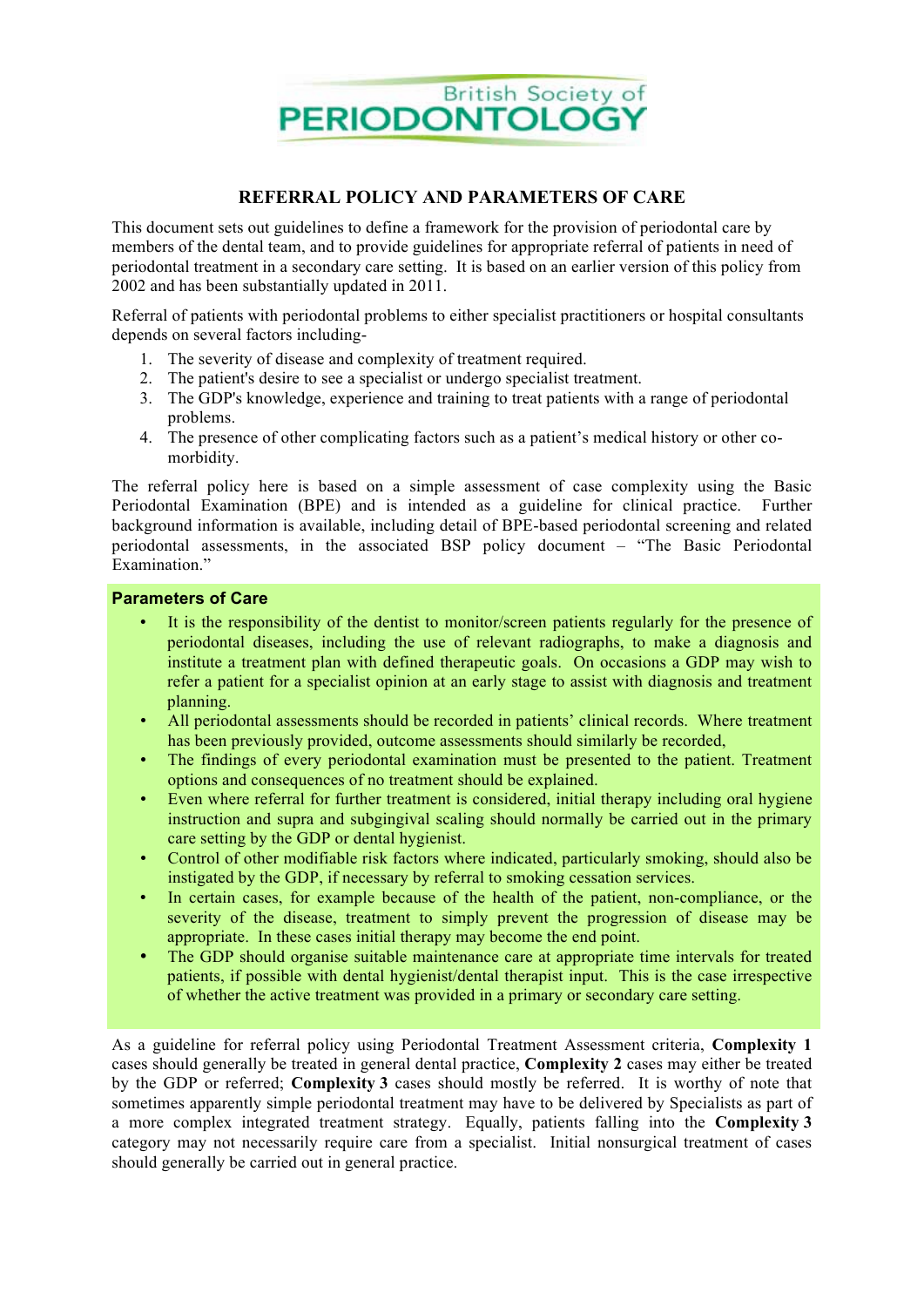British Society of **PERIODONTOLOGY**

# REFERRAL POLICY AND PARAMETERS OF CARE

This document sets out guidelines to define a framework for the provision of periodontal care by members of the dental team, and to provide guidelines for appropriate referral of patients in need of periodontal treatment in a secondary care setting. It is based on an earlier version of this policy from 2002 and has been substantially updated in 2011.

Referral of patients with periodontal problems to either specialist practitioners or hospital consultants depends on several factors including-

1. The severity of disease and complexity of treatment required.
2. The patient's desire to see a specialist or undergo specialist treatment.
3. The GDP's knowledge, experience and training to treat patients with a range of periodontal problems.
4. The presence of other complicating factors such as a patient's medical history or other co-morbidity.

The referral policy here is based on a simple assessment of case complexity using the Basic Periodontal Examination (BPE) and is intended as a guideline for clinical practice. Further background information is available, including detail of BPE-based periodontal screening and related periodontal assessments, in the associated BSP policy document – "The Basic Periodontal Examination."

## Parameters of Care

- It is the responsibility of the dentist to monitor/screen patients regularly for the presence of periodontal diseases, including the use of relevant radiographs, to make a diagnosis and institute a treatment plan with defined therapeutic goals. On occasions a GDP may wish to refer a patient for a specialist opinion at an early stage to assist with diagnosis and treatment planning.
- All periodontal assessments should be recorded in patients' clinical records. Where treatment has been previously provided, outcome assessments should similarly be recorded,
- The findings of every periodontal examination must be presented to the patient. Treatment options and consequences of no treatment should be explained.
- Even where referral for further treatment is considered, initial therapy including oral hygiene instruction and supra and subgingival scaling should normally be carried out in the primary care setting by the GDP or dental hygienist.
- Control of other modifiable risk factors where indicated, particularly smoking, should also be instigated by the GDP, if necessary by referral to smoking cessation services.
- In certain cases, for example because of the health of the patient, non-compliance, or the severity of the disease, treatment to simply prevent the progression of disease may be appropriate. In these cases initial therapy may become the end point.
- The GDP should organise suitable maintenance care at appropriate time intervals for treated patients, if possible with dental hygienist/dental therapist input. This is the case irrespective of whether the active treatment was provided in a primary or secondary care setting.

As a guideline for referral policy using Periodontal Treatment Assessment criteria, **Complexity 1** cases should generally be treated in general dental practice, **Complexity 2** cases may either be treated by the GDP or referred; **Complexity 3** cases should mostly be referred. It is worthy of note that sometimes apparently simple periodontal treatment may have to be delivered by Specialists as part of a more complex integrated treatment strategy. Equally, patients falling into the **Complexity 3** category may not necessarily require care from a specialist. Initial nonsurgical treatment of cases should generally be carried out in general practice.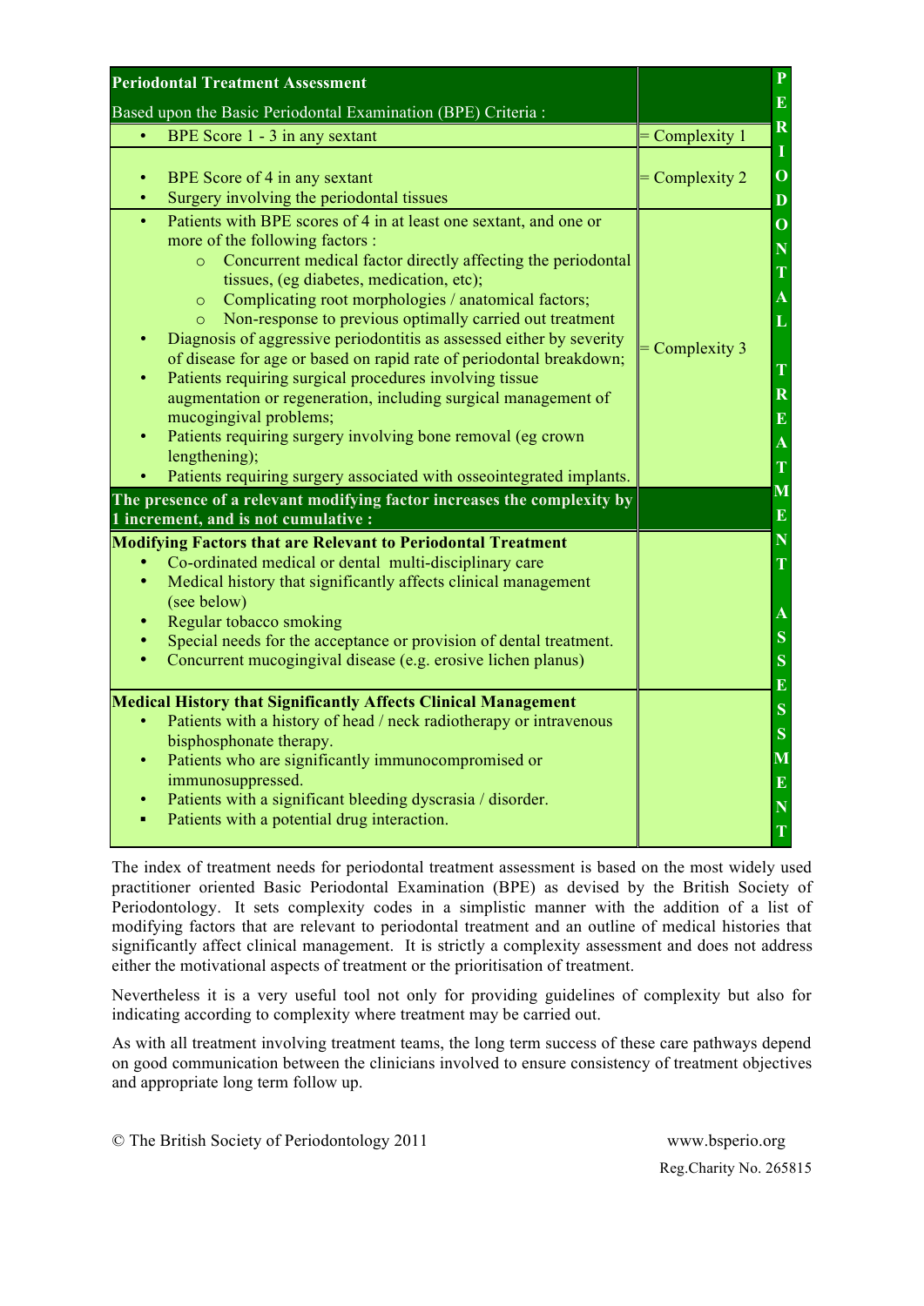| **Periodontal Treatment Assessment**<br>Based upon the Basic Periodontal Examination (BPE) Criteria : | | **PERIODONTAL TREATMENT ASSESSMENT** |
|---|---|---|
| • BPE Score 1 - 3 in any sextant | = Complexity 1 | |
| • BPE Score of 4 in any sextant<br>• Surgery involving the periodontal tissues | = Complexity 2 | |
| • Patients with BPE scores of 4 in at least one sextant, and one or more of the following factors :<br>  ○ Concurrent medical factor directly affecting the periodontal tissues, (eg diabetes, medication, etc);<br>  ○ Complicating root morphologies / anatomical factors;<br>  ○ Non-response to previous optimally carried out treatment<br>• Diagnosis of aggressive periodontitis as assessed either by severity of disease for age or based on rapid rate of periodontal breakdown;<br>• Patients requiring surgical procedures involving tissue augmentation or regeneration, including surgical management of mucogingival problems;<br>• Patients requiring surgery involving bone removal (eg crown lengthening);<br>• Patients requiring surgery associated with osseointegrated implants. | = Complexity 3 | |
| **The presence of a relevant modifying factor increases the complexity by 1 increment, and is not cumulative :** | | |
| **Modifying Factors that are Relevant to Periodontal Treatment**<br>• Co-ordinated medical or dental multi-disciplinary care<br>• Medical history that significantly affects clinical management (see below)<br>• Regular tobacco smoking<br>• Special needs for the acceptance or provision of dental treatment.<br>• Concurrent mucogingival disease (e.g. erosive lichen planus) | | |
| **Medical History that Significantly Affects Clinical Management**<br>• Patients with a history of head / neck radiotherapy or intravenous bisphosphonate therapy.<br>• Patients who are significantly immunocompromised or immunosuppressed.<br>• Patients with a significant bleeding dyscrasia / disorder.<br>• Patients with a potential drug interaction. | | |

The index of treatment needs for periodontal treatment assessment is based on the most widely used practitioner oriented Basic Periodontal Examination (BPE) as devised by the British Society of Periodontology. It sets complexity codes in a simplistic manner with the addition of a list of modifying factors that are relevant to periodontal treatment and an outline of medical histories that significantly affect clinical management. It is strictly a complexity assessment and does not address either the motivational aspects of treatment or the prioritisation of treatment.

Nevertheless it is a very useful tool not only for providing guidelines of complexity but also for indicating according to complexity where treatment may be carried out.

As with all treatment involving treatment teams, the long term success of these care pathways depend on good communication between the clinicians involved to ensure consistency of treatment objectives and appropriate long term follow up.

© The British Society of Periodontology 2011

www.bsperio.org

Reg.Charity No. 265815